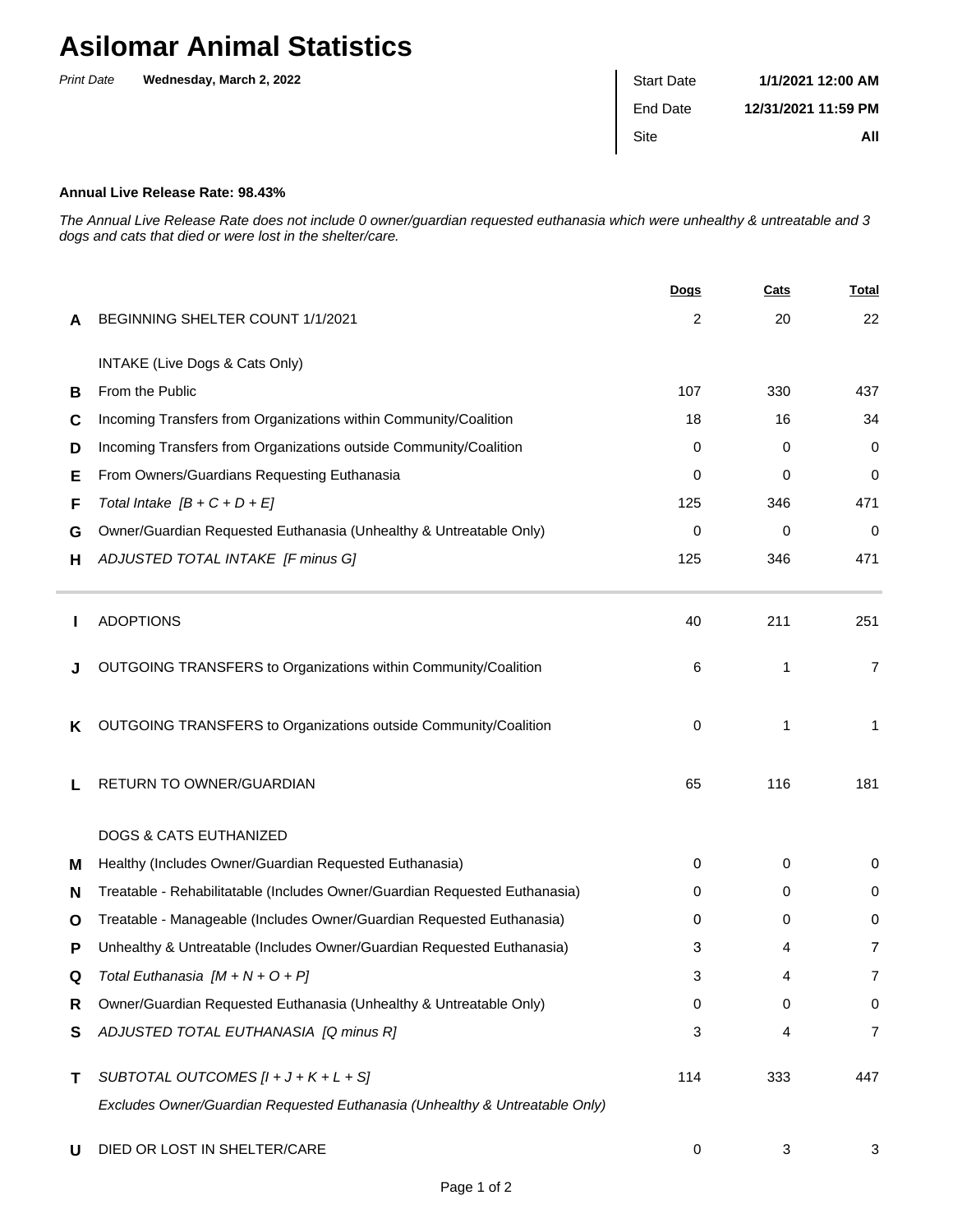# Asilomar Animal Statistics

*Print Date* **Wednesday, March 2, 2022**

| | |
|---|---|
| Start Date | **1/1/2021 12:00 AM** |
| End Date | **12/31/2021 11:59 PM** |
| Site | **All** |

**Annual Live Release Rate: 98.43%**

*The Annual Live Release Rate does not include 0 owner/guardian requested euthanasia which were unhealthy & untreatable and 3 dogs and cats that died or were lost in the shelter/care.*

| | | Dogs | Cats | Total |
|---|---|---|---|---|
| **A** | BEGINNING SHELTER COUNT 1/1/2021 | 2 | 20 | 22 |
| | INTAKE (Live Dogs & Cats Only) | | | |
| **B** | From the Public | 107 | 330 | 437 |
| **C** | Incoming Transfers from Organizations within Community/Coalition | 18 | 16 | 34 |
| **D** | Incoming Transfers from Organizations outside Community/Coalition | 0 | 0 | 0 |
| **E** | From Owners/Guardians Requesting Euthanasia | 0 | 0 | 0 |
| **F** | *Total Intake [B + C + D + E]* | 125 | 346 | 471 |
| **G** | Owner/Guardian Requested Euthanasia (Unhealthy & Untreatable Only) | 0 | 0 | 0 |
| **H** | *ADJUSTED TOTAL INTAKE [F minus G]* | 125 | 346 | 471 |
| **I** | ADOPTIONS | 40 | 211 | 251 |
| **J** | OUTGOING TRANSFERS to Organizations within Community/Coalition | 6 | 1 | 7 |
| **K** | OUTGOING TRANSFERS to Organizations outside Community/Coalition | 0 | 1 | 1 |
| **L** | RETURN TO OWNER/GUARDIAN | 65 | 116 | 181 |
| | DOGS & CATS EUTHANIZED | | | |
| **M** | Healthy (Includes Owner/Guardian Requested Euthanasia) | 0 | 0 | 0 |
| **N** | Treatable - Rehabilitatable (Includes Owner/Guardian Requested Euthanasia) | 0 | 0 | 0 |
| **O** | Treatable - Manageable (Includes Owner/Guardian Requested Euthanasia) | 0 | 0 | 0 |
| **P** | Unhealthy & Untreatable (Includes Owner/Guardian Requested Euthanasia) | 3 | 4 | 7 |
| **Q** | *Total Euthanasia [M + N + O + P]* | 3 | 4 | 7 |
| **R** | Owner/Guardian Requested Euthanasia (Unhealthy & Untreatable Only) | 0 | 0 | 0 |
| **S** | *ADJUSTED TOTAL EUTHANASIA [Q minus R]* | 3 | 4 | 7 |
| **T** | *SUBTOTAL OUTCOMES [I + J + K + L + S]* | 114 | 333 | 447 |
| | *Excludes Owner/Guardian Requested Euthanasia (Unhealthy & Untreatable Only)* | | | |
| **U** | DIED OR LOST IN SHELTER/CARE | 0 | 3 | 3 |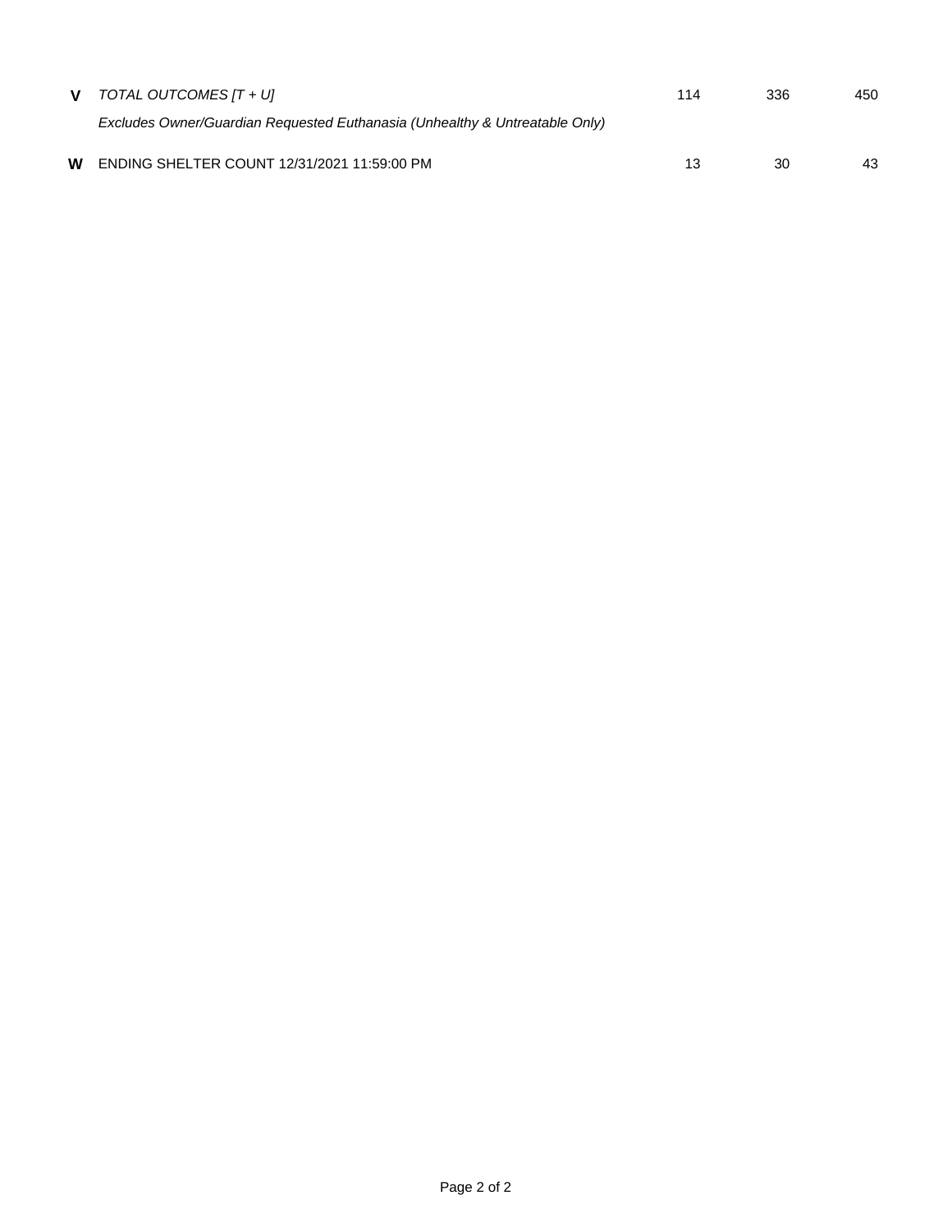| | | | | |
|---|---|---|---|---|
| **V** | *TOTAL OUTCOMES [T + U]* | 114 | 336 | 450 |
| | *Excludes Owner/Guardian Requested Euthanasia (Unhealthy & Untreatable Only)* | | | |
| **W** | ENDING SHELTER COUNT 12/31/2021 11:59:00 PM | 13 | 30 | 43 |